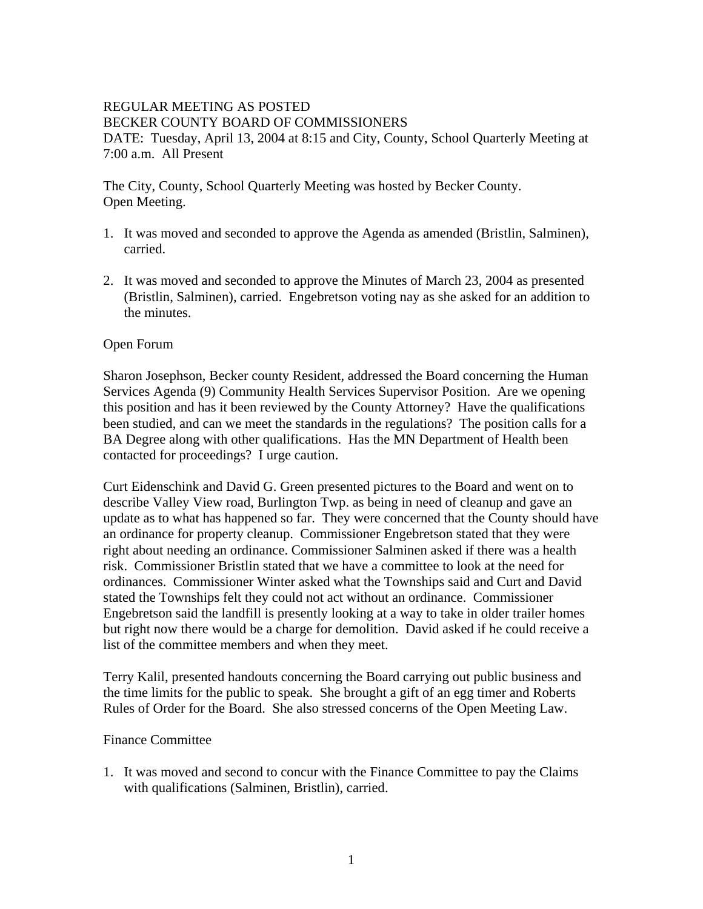REGULAR MEETING AS POSTED
BECKER COUNTY BOARD OF COMMISSIONERS
DATE: Tuesday, April 13, 2004 at 8:15 and City, County, School Quarterly Meeting at 7:00 a.m. All Present

The City, County, School Quarterly Meeting was hosted by Becker County.
Open Meeting.

1. It was moved and seconded to approve the Agenda as amended (Bristlin, Salminen), carried.

2. It was moved and seconded to approve the Minutes of March 23, 2004 as presented (Bristlin, Salminen), carried. Engebretson voting nay as she asked for an addition to the minutes.

Open Forum

Sharon Josephson, Becker county Resident, addressed the Board concerning the Human Services Agenda (9) Community Health Services Supervisor Position. Are we opening this position and has it been reviewed by the County Attorney? Have the qualifications been studied, and can we meet the standards in the regulations? The position calls for a BA Degree along with other qualifications. Has the MN Department of Health been contacted for proceedings? I urge caution.

Curt Eidenschink and David G. Green presented pictures to the Board and went on to describe Valley View road, Burlington Twp. as being in need of cleanup and gave an update as to what has happened so far. They were concerned that the County should have an ordinance for property cleanup. Commissioner Engebretson stated that they were right about needing an ordinance. Commissioner Salminen asked if there was a health risk. Commissioner Bristlin stated that we have a committee to look at the need for ordinances. Commissioner Winter asked what the Townships said and Curt and David stated the Townships felt they could not act without an ordinance. Commissioner Engebretson said the landfill is presently looking at a way to take in older trailer homes but right now there would be a charge for demolition. David asked if he could receive a list of the committee members and when they meet.

Terry Kalil, presented handouts concerning the Board carrying out public business and the time limits for the public to speak. She brought a gift of an egg timer and Roberts Rules of Order for the Board. She also stressed concerns of the Open Meeting Law.

Finance Committee

1. It was moved and second to concur with the Finance Committee to pay the Claims with qualifications (Salminen, Bristlin), carried.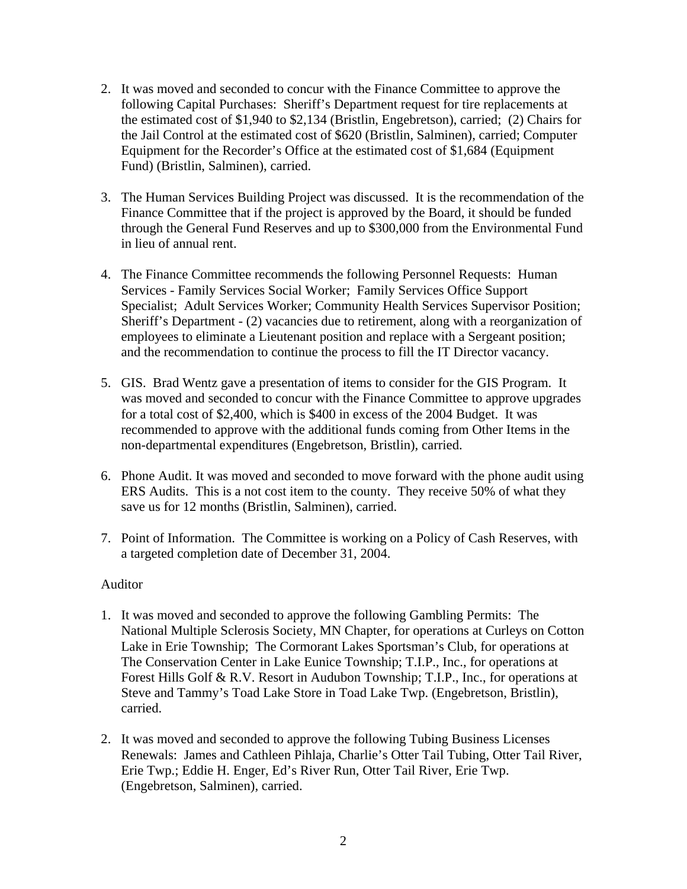2. It was moved and seconded to concur with the Finance Committee to approve the following Capital Purchases: Sheriff's Department request for tire replacements at the estimated cost of $1,940 to $2,134 (Bristlin, Engebretson), carried; (2) Chairs for the Jail Control at the estimated cost of $620 (Bristlin, Salminen), carried; Computer Equipment for the Recorder's Office at the estimated cost of $1,684 (Equipment Fund) (Bristlin, Salminen), carried.

3. The Human Services Building Project was discussed. It is the recommendation of the Finance Committee that if the project is approved by the Board, it should be funded through the General Fund Reserves and up to $300,000 from the Environmental Fund in lieu of annual rent.

4. The Finance Committee recommends the following Personnel Requests: Human Services - Family Services Social Worker; Family Services Office Support Specialist; Adult Services Worker; Community Health Services Supervisor Position; Sheriff's Department - (2) vacancies due to retirement, along with a reorganization of employees to eliminate a Lieutenant position and replace with a Sergeant position; and the recommendation to continue the process to fill the IT Director vacancy.

5. GIS. Brad Wentz gave a presentation of items to consider for the GIS Program. It was moved and seconded to concur with the Finance Committee to approve upgrades for a total cost of $2,400, which is $400 in excess of the 2004 Budget. It was recommended to approve with the additional funds coming from Other Items in the non-departmental expenditures (Engebretson, Bristlin), carried.

6. Phone Audit. It was moved and seconded to move forward with the phone audit using ERS Audits. This is a not cost item to the county. They receive 50% of what they save us for 12 months (Bristlin, Salminen), carried.

7. Point of Information. The Committee is working on a Policy of Cash Reserves, with a targeted completion date of December 31, 2004.

Auditor

1. It was moved and seconded to approve the following Gambling Permits: The National Multiple Sclerosis Society, MN Chapter, for operations at Curleys on Cotton Lake in Erie Township; The Cormorant Lakes Sportsman's Club, for operations at The Conservation Center in Lake Eunice Township; T.I.P., Inc., for operations at Forest Hills Golf & R.V. Resort in Audubon Township; T.I.P., Inc., for operations at Steve and Tammy's Toad Lake Store in Toad Lake Twp. (Engebretson, Bristlin), carried.

2. It was moved and seconded to approve the following Tubing Business Licenses Renewals: James and Cathleen Pihlaja, Charlie's Otter Tail Tubing, Otter Tail River, Erie Twp.; Eddie H. Enger, Ed's River Run, Otter Tail River, Erie Twp. (Engebretson, Salminen), carried.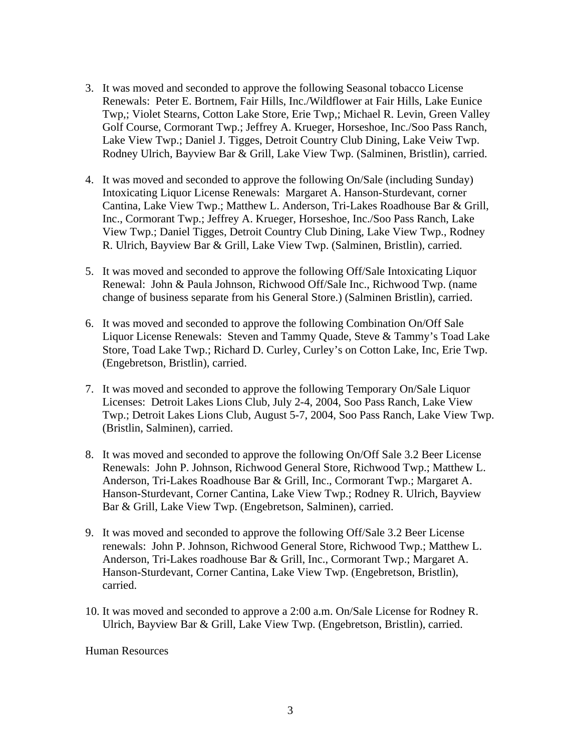3. It was moved and seconded to approve the following Seasonal tobacco License Renewals: Peter E. Bortnem, Fair Hills, Inc./Wildflower at Fair Hills, Lake Eunice Twp,; Violet Stearns, Cotton Lake Store, Erie Twp,; Michael R. Levin, Green Valley Golf Course, Cormorant Twp.; Jeffrey A. Krueger, Horseshoe, Inc./Soo Pass Ranch, Lake View Twp.; Daniel J. Tigges, Detroit Country Club Dining, Lake Veiw Twp. Rodney Ulrich, Bayview Bar & Grill, Lake View Twp. (Salminen, Bristlin), carried.

4. It was moved and seconded to approve the following On/Sale (including Sunday) Intoxicating Liquor License Renewals: Margaret A. Hanson-Sturdevant, corner Cantina, Lake View Twp.; Matthew L. Anderson, Tri-Lakes Roadhouse Bar & Grill, Inc., Cormorant Twp.; Jeffrey A. Krueger, Horseshoe, Inc./Soo Pass Ranch, Lake View Twp.; Daniel Tigges, Detroit Country Club Dining, Lake View Twp., Rodney R. Ulrich, Bayview Bar & Grill, Lake View Twp. (Salminen, Bristlin), carried.

5. It was moved and seconded to approve the following Off/Sale Intoxicating Liquor Renewal: John & Paula Johnson, Richwood Off/Sale Inc., Richwood Twp. (name change of business separate from his General Store.) (Salminen Bristlin), carried.

6. It was moved and seconded to approve the following Combination On/Off Sale Liquor License Renewals: Steven and Tammy Quade, Steve & Tammy's Toad Lake Store, Toad Lake Twp.; Richard D. Curley, Curley's on Cotton Lake, Inc, Erie Twp. (Engebretson, Bristlin), carried.

7. It was moved and seconded to approve the following Temporary On/Sale Liquor Licenses: Detroit Lakes Lions Club, July 2-4, 2004, Soo Pass Ranch, Lake View Twp.; Detroit Lakes Lions Club, August 5-7, 2004, Soo Pass Ranch, Lake View Twp. (Bristlin, Salminen), carried.

8. It was moved and seconded to approve the following On/Off Sale 3.2 Beer License Renewals: John P. Johnson, Richwood General Store, Richwood Twp.; Matthew L. Anderson, Tri-Lakes Roadhouse Bar & Grill, Inc., Cormorant Twp.; Margaret A. Hanson-Sturdevant, Corner Cantina, Lake View Twp.; Rodney R. Ulrich, Bayview Bar & Grill, Lake View Twp. (Engebretson, Salminen), carried.

9. It was moved and seconded to approve the following Off/Sale 3.2 Beer License renewals: John P. Johnson, Richwood General Store, Richwood Twp.; Matthew L. Anderson, Tri-Lakes roadhouse Bar & Grill, Inc., Cormorant Twp.; Margaret A. Hanson-Sturdevant, Corner Cantina, Lake View Twp. (Engebretson, Bristlin), carried.

10. It was moved and seconded to approve a 2:00 a.m. On/Sale License for Rodney R. Ulrich, Bayview Bar & Grill, Lake View Twp. (Engebretson, Bristlin), carried.

Human Resources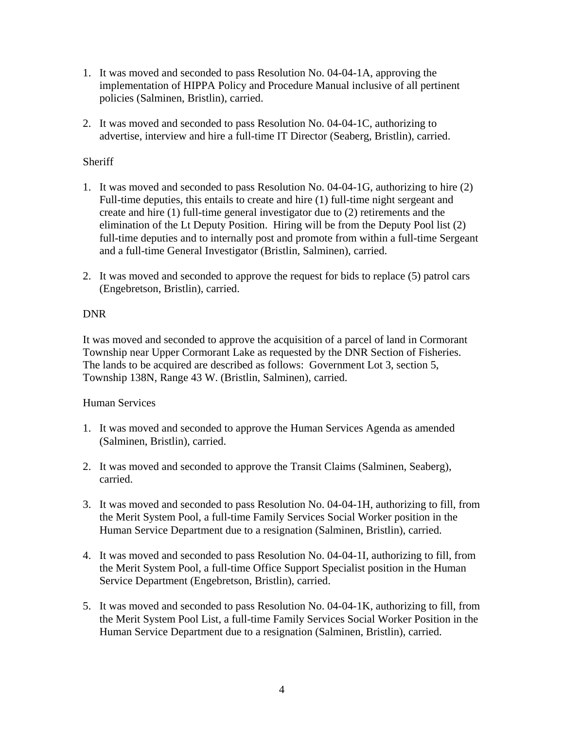1. It was moved and seconded to pass Resolution No. 04-04-1A, approving the implementation of HIPPA Policy and Procedure Manual inclusive of all pertinent policies (Salminen, Bristlin), carried.

2. It was moved and seconded to pass Resolution No. 04-04-1C, authorizing to advertise, interview and hire a full-time IT Director (Seaberg, Bristlin), carried.

Sheriff

1. It was moved and seconded to pass Resolution No. 04-04-1G, authorizing to hire (2) Full-time deputies, this entails to create and hire (1) full-time night sergeant and create and hire (1) full-time general investigator due to (2) retirements and the elimination of the Lt Deputy Position. Hiring will be from the Deputy Pool list (2) full-time deputies and to internally post and promote from within a full-time Sergeant and a full-time General Investigator (Bristlin, Salminen), carried.

2. It was moved and seconded to approve the request for bids to replace (5) patrol cars (Engebretson, Bristlin), carried.

DNR

It was moved and seconded to approve the acquisition of a parcel of land in Cormorant Township near Upper Cormorant Lake as requested by the DNR Section of Fisheries. The lands to be acquired are described as follows: Government Lot 3, section 5, Township 138N, Range 43 W. (Bristlin, Salminen), carried.

Human Services

1. It was moved and seconded to approve the Human Services Agenda as amended (Salminen, Bristlin), carried.

2. It was moved and seconded to approve the Transit Claims (Salminen, Seaberg), carried.

3. It was moved and seconded to pass Resolution No. 04-04-1H, authorizing to fill, from the Merit System Pool, a full-time Family Services Social Worker position in the Human Service Department due to a resignation (Salminen, Bristlin), carried.

4. It was moved and seconded to pass Resolution No. 04-04-1I, authorizing to fill, from the Merit System Pool, a full-time Office Support Specialist position in the Human Service Department (Engebretson, Bristlin), carried.

5. It was moved and seconded to pass Resolution No. 04-04-1K, authorizing to fill, from the Merit System Pool List, a full-time Family Services Social Worker Position in the Human Service Department due to a resignation (Salminen, Bristlin), carried.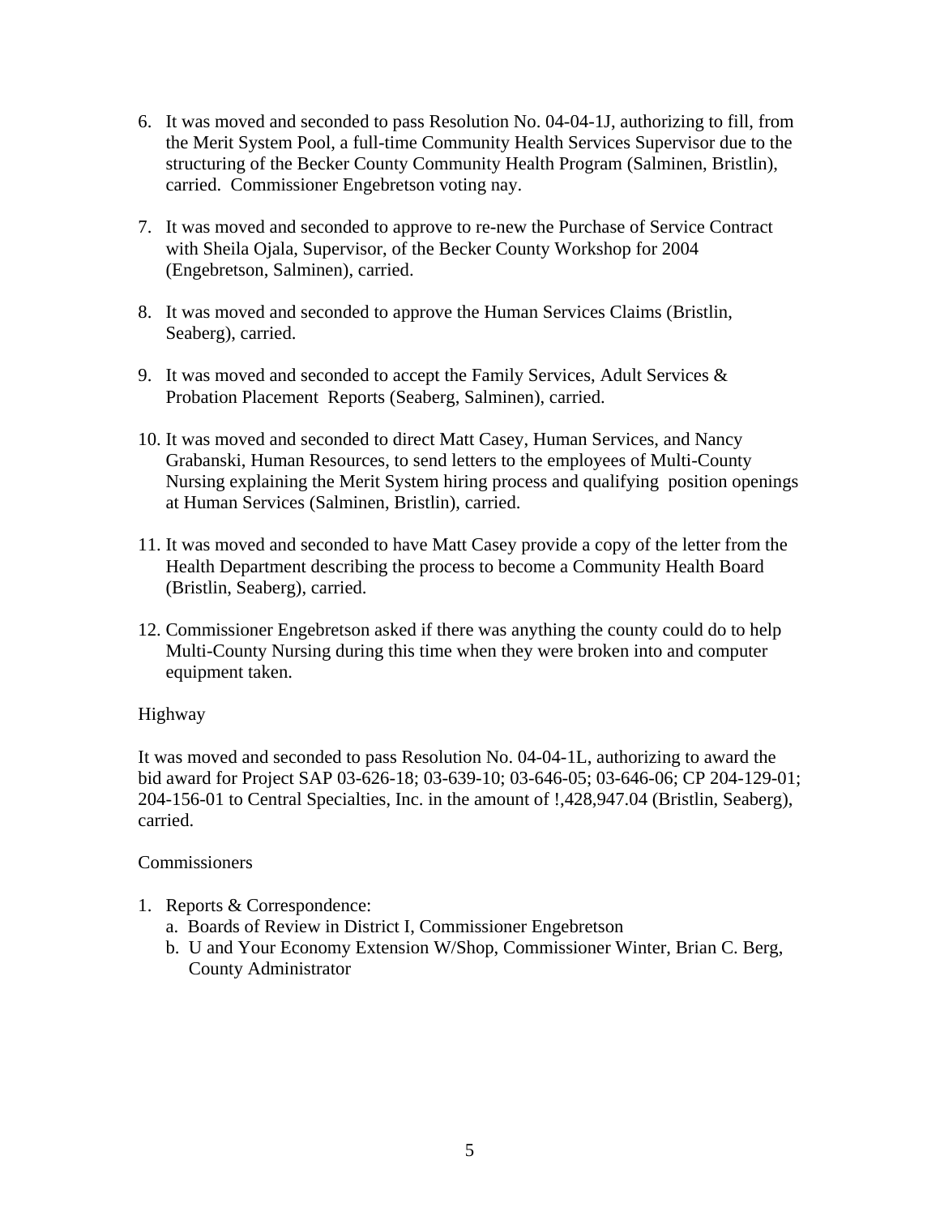6. It was moved and seconded to pass Resolution No. 04-04-1J, authorizing to fill, from the Merit System Pool, a full-time Community Health Services Supervisor due to the structuring of the Becker County Community Health Program (Salminen, Bristlin), carried. Commissioner Engebretson voting nay.

7. It was moved and seconded to approve to re-new the Purchase of Service Contract with Sheila Ojala, Supervisor, of the Becker County Workshop for 2004 (Engebretson, Salminen), carried.

8. It was moved and seconded to approve the Human Services Claims (Bristlin, Seaberg), carried.

9. It was moved and seconded to accept the Family Services, Adult Services & Probation Placement Reports (Seaberg, Salminen), carried.

10. It was moved and seconded to direct Matt Casey, Human Services, and Nancy Grabanski, Human Resources, to send letters to the employees of Multi-County Nursing explaining the Merit System hiring process and qualifying position openings at Human Services (Salminen, Bristlin), carried.

11. It was moved and seconded to have Matt Casey provide a copy of the letter from the Health Department describing the process to become a Community Health Board (Bristlin, Seaberg), carried.

12. Commissioner Engebretson asked if there was anything the county could do to help Multi-County Nursing during this time when they were broken into and computer equipment taken.

Highway

It was moved and seconded to pass Resolution No. 04-04-1L, authorizing to award the bid award for Project SAP 03-626-18; 03-639-10; 03-646-05; 03-646-06; CP 204-129-01; 204-156-01 to Central Specialties, Inc. in the amount of !,428,947.04 (Bristlin, Seaberg), carried.

Commissioners

1. Reports & Correspondence:
   a. Boards of Review in District I, Commissioner Engebretson
   b. U and Your Economy Extension W/Shop, Commissioner Winter, Brian C. Berg, County Administrator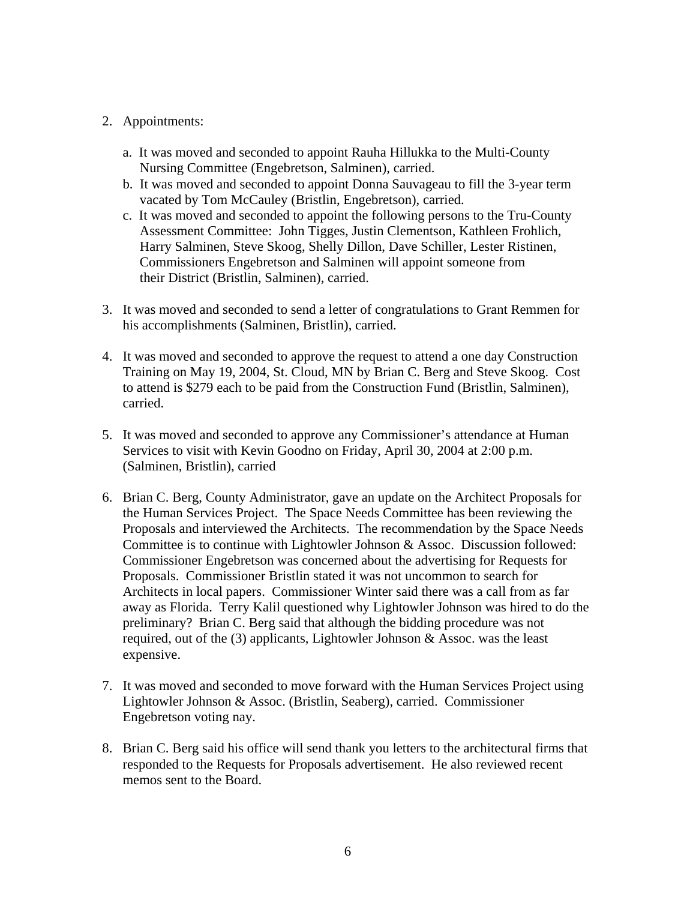2. Appointments:

   a. It was moved and seconded to appoint Rauha Hillukka to the Multi-County Nursing Committee (Engebretson, Salminen), carried.
   b. It was moved and seconded to appoint Donna Sauvageau to fill the 3-year term vacated by Tom McCauley (Bristlin, Engebretson), carried.
   c. It was moved and seconded to appoint the following persons to the Tru-County Assessment Committee: John Tigges, Justin Clementson, Kathleen Frohlich, Harry Salminen, Steve Skoog, Shelly Dillon, Dave Schiller, Lester Ristinen, Commissioners Engebretson and Salminen will appoint someone from their District (Bristlin, Salminen), carried.

3. It was moved and seconded to send a letter of congratulations to Grant Remmen for his accomplishments (Salminen, Bristlin), carried.

4. It was moved and seconded to approve the request to attend a one day Construction Training on May 19, 2004, St. Cloud, MN by Brian C. Berg and Steve Skoog. Cost to attend is $279 each to be paid from the Construction Fund (Bristlin, Salminen), carried.

5. It was moved and seconded to approve any Commissioner's attendance at Human Services to visit with Kevin Goodno on Friday, April 30, 2004 at 2:00 p.m. (Salminen, Bristlin), carried

6. Brian C. Berg, County Administrator, gave an update on the Architect Proposals for the Human Services Project. The Space Needs Committee has been reviewing the Proposals and interviewed the Architects. The recommendation by the Space Needs Committee is to continue with Lightowler Johnson & Assoc. Discussion followed: Commissioner Engebretson was concerned about the advertising for Requests for Proposals. Commissioner Bristlin stated it was not uncommon to search for Architects in local papers. Commissioner Winter said there was a call from as far away as Florida. Terry Kalil questioned why Lightowler Johnson was hired to do the preliminary? Brian C. Berg said that although the bidding procedure was not required, out of the (3) applicants, Lightowler Johnson & Assoc. was the least expensive.

7. It was moved and seconded to move forward with the Human Services Project using Lightowler Johnson & Assoc. (Bristlin, Seaberg), carried. Commissioner Engebretson voting nay.

8. Brian C. Berg said his office will send thank you letters to the architectural firms that responded to the Requests for Proposals advertisement. He also reviewed recent memos sent to the Board.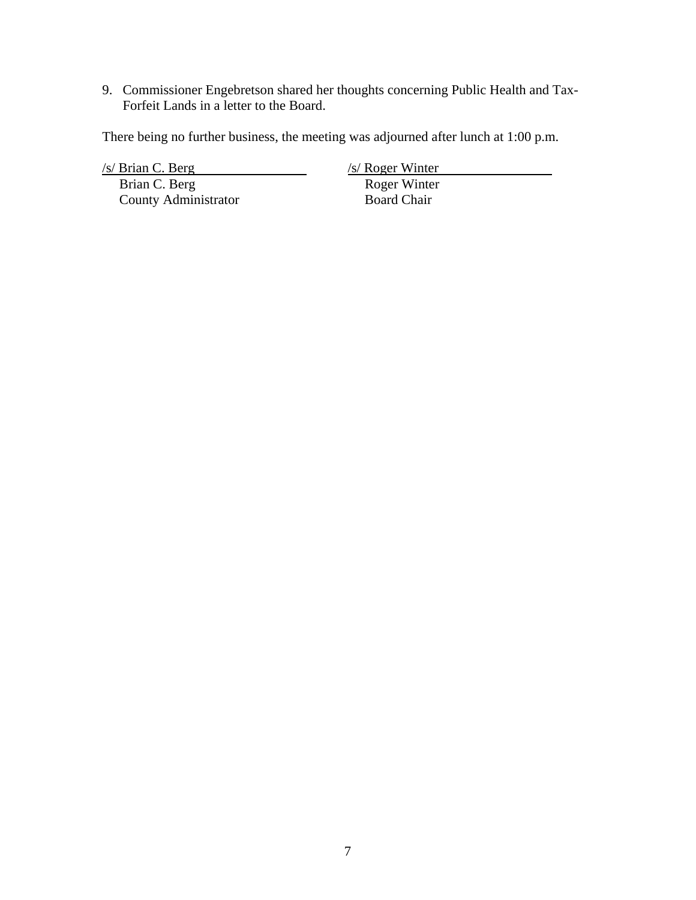9. Commissioner Engebretson shared her thoughts concerning Public Health and Tax-Forfeit Lands in a letter to the Board.

There being no further business, the meeting was adjourned after lunch at 1:00 p.m.

| | |
|---|---|
| /s/ Brian C. Berg | /s/ Roger Winter |
| Brian C. Berg | Roger Winter |
| County Administrator | Board Chair |